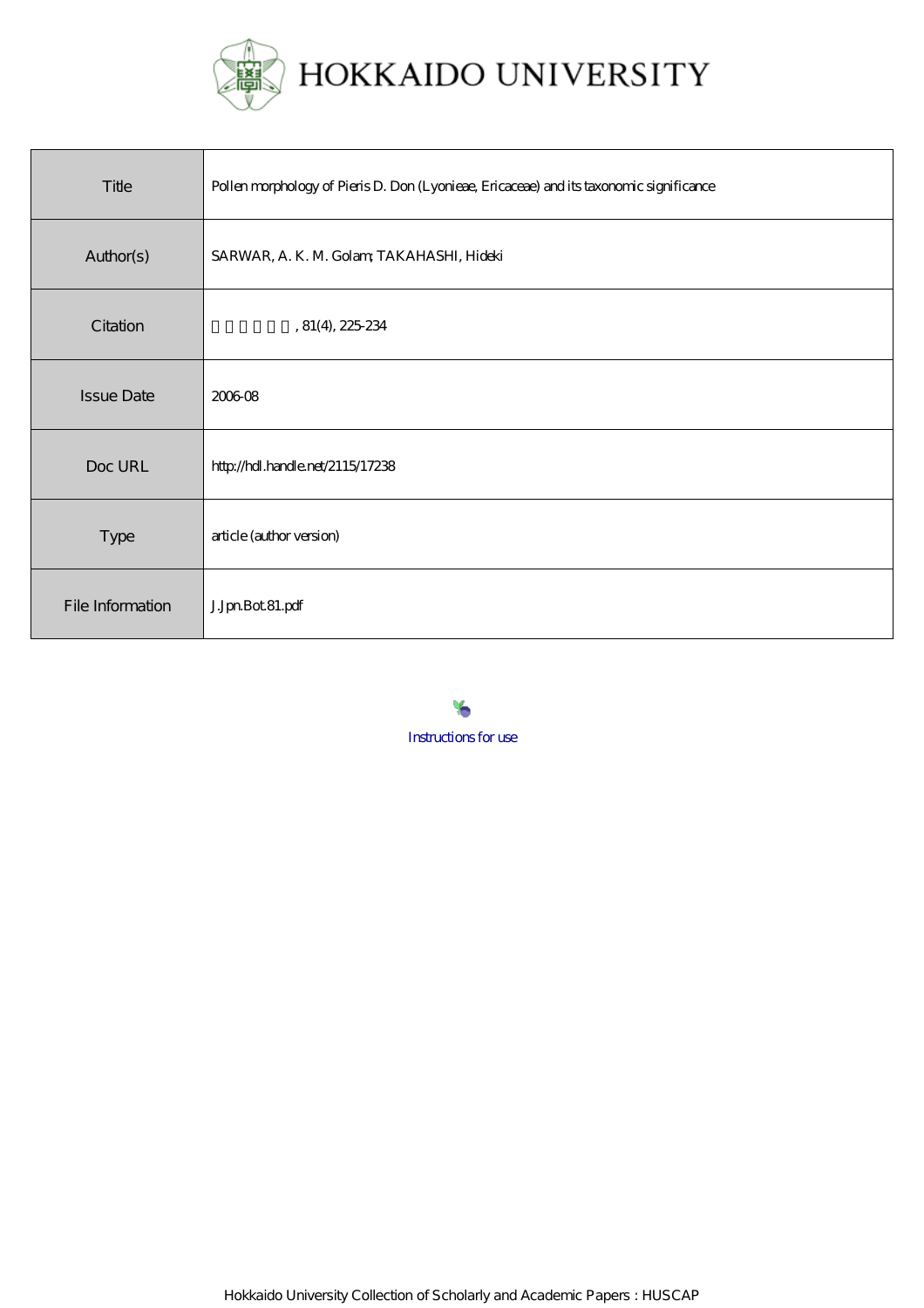# HOKKAIDO UNIVERSITY

| Title | Pollen morphology of Pieris D. Don (Lyonieae, Ericaceae) and its taxonomic significance |
|---|---|
| Author(s) | SARWAR, A. K. M. Golam; TAKAHASHI, Hideki |
| Citation | 植物研究雑誌, 81(4), 225-234 |
| Issue Date | 2006-08 |
| Doc URL | http://hdl.handle.net/2115/17238 |
| Type | article (author version) |
| File Information | J.Jpn.Bot.81.pdf |

Instructions for use

Hokkaido University Collection of Scholarly and Academic Papers : HUSCAP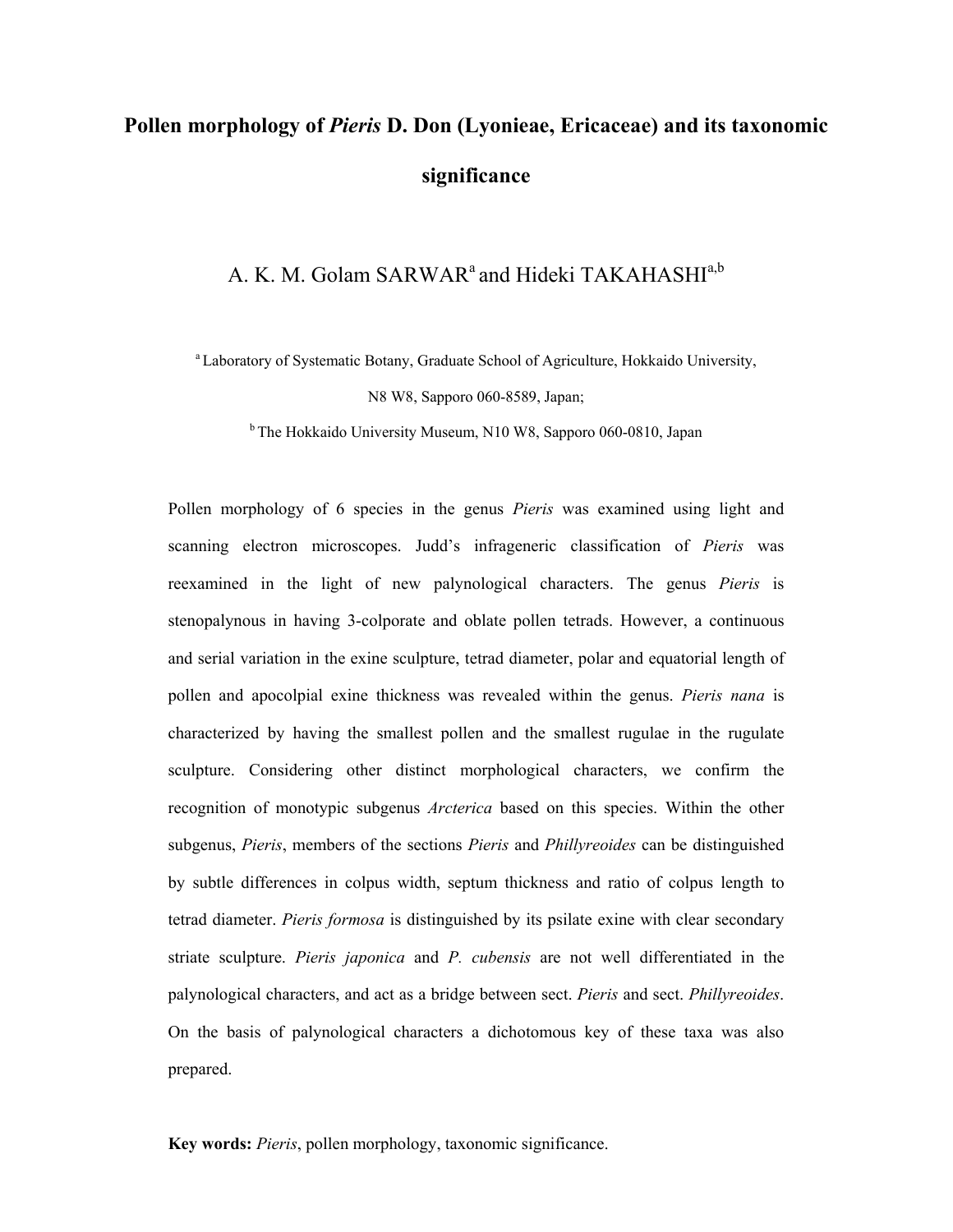# Pollen morphology of *Pieris* D. Don (Lyonieae, Ericaceae) and its taxonomic significance

A. K. M. Golam SARWAR[a] and Hideki TAKAHASHI[a,b]

[a] Laboratory of Systematic Botany, Graduate School of Agriculture, Hokkaido University, N8 W8, Sapporo 060-8589, Japan;

[b] The Hokkaido University Museum, N10 W8, Sapporo 060-0810, Japan

Pollen morphology of 6 species in the genus *Pieris* was examined using light and scanning electron microscopes. Judd's infrageneric classification of *Pieris* was reexamined in the light of new palynological characters. The genus *Pieris* is stenopalynous in having 3-colporate and oblate pollen tetrads. However, a continuous and serial variation in the exine sculpture, tetrad diameter, polar and equatorial length of pollen and apocolpial exine thickness was revealed within the genus. *Pieris nana* is characterized by having the smallest pollen and the smallest rugulae in the rugulate sculpture. Considering other distinct morphological characters, we confirm the recognition of monotypic subgenus *Arcterica* based on this species. Within the other subgenus, *Pieris*, members of the sections *Pieris* and *Phillyreoides* can be distinguished by subtle differences in colpus width, septum thickness and ratio of colpus length to tetrad diameter. *Pieris formosa* is distinguished by its psilate exine with clear secondary striate sculpture. *Pieris japonica* and *P. cubensis* are not well differentiated in the palynological characters, and act as a bridge between sect. *Pieris* and sect. *Phillyreoides*. On the basis of palynological characters a dichotomous key of these taxa was also prepared.

**Key words:** *Pieris*, pollen morphology, taxonomic significance.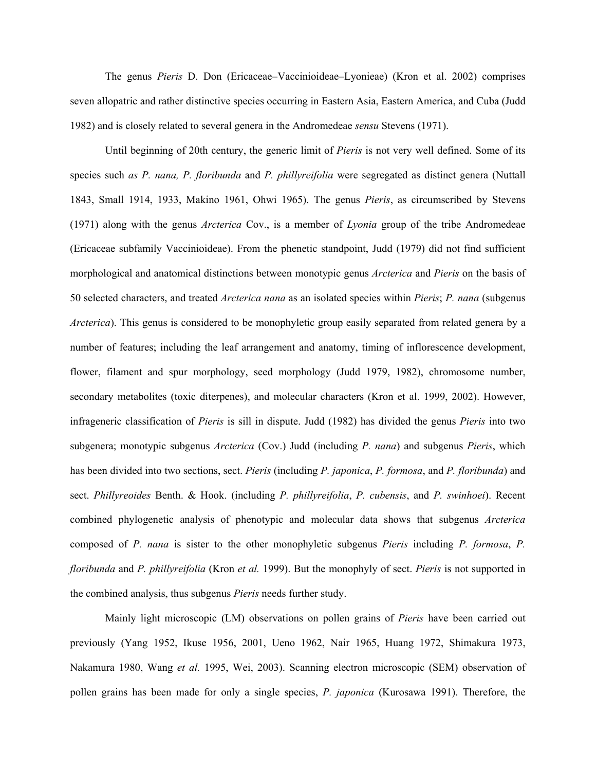The genus *Pieris* D. Don (Ericaceae–Vaccinioideae–Lyonieae) (Kron et al. 2002) comprises seven allopatric and rather distinctive species occurring in Eastern Asia, Eastern America, and Cuba (Judd 1982) and is closely related to several genera in the Andromedeae *sensu* Stevens (1971).

Until beginning of 20th century, the generic limit of *Pieris* is not very well defined. Some of its species such *as P. nana, P. floribunda* and *P. phillyreifolia* were segregated as distinct genera (Nuttall 1843, Small 1914, 1933, Makino 1961, Ohwi 1965). The genus *Pieris*, as circumscribed by Stevens (1971) along with the genus *Arcterica* Cov., is a member of *Lyonia* group of the tribe Andromedeae (Ericaceae subfamily Vaccinioideae). From the phenetic standpoint, Judd (1979) did not find sufficient morphological and anatomical distinctions between monotypic genus *Arcterica* and *Pieris* on the basis of 50 selected characters, and treated *Arcterica nana* as an isolated species within *Pieris*; *P. nana* (subgenus *Arcterica*). This genus is considered to be monophyletic group easily separated from related genera by a number of features; including the leaf arrangement and anatomy, timing of inflorescence development, flower, filament and spur morphology, seed morphology (Judd 1979, 1982), chromosome number, secondary metabolites (toxic diterpenes), and molecular characters (Kron et al. 1999, 2002). However, infrageneric classification of *Pieris* is sill in dispute. Judd (1982) has divided the genus *Pieris* into two subgenera; monotypic subgenus *Arcterica* (Cov.) Judd (including *P. nana*) and subgenus *Pieris*, which has been divided into two sections, sect. *Pieris* (including *P. japonica*, *P. formosa*, and *P. floribunda*) and sect. *Phillyreoides* Benth. & Hook. (including *P. phillyreifolia*, *P. cubensis*, and *P. swinhoei*). Recent combined phylogenetic analysis of phenotypic and molecular data shows that subgenus *Arcterica* composed of *P. nana* is sister to the other monophyletic subgenus *Pieris* including *P. formosa*, *P. floribunda* and *P. phillyreifolia* (Kron *et al.* 1999). But the monophyly of sect. *Pieris* is not supported in the combined analysis, thus subgenus *Pieris* needs further study.

Mainly light microscopic (LM) observations on pollen grains of *Pieris* have been carried out previously (Yang 1952, Ikuse 1956, 2001, Ueno 1962, Nair 1965, Huang 1972, Shimakura 1973, Nakamura 1980, Wang *et al.* 1995, Wei, 2003). Scanning electron microscopic (SEM) observation of pollen grains has been made for only a single species, *P. japonica* (Kurosawa 1991). Therefore, the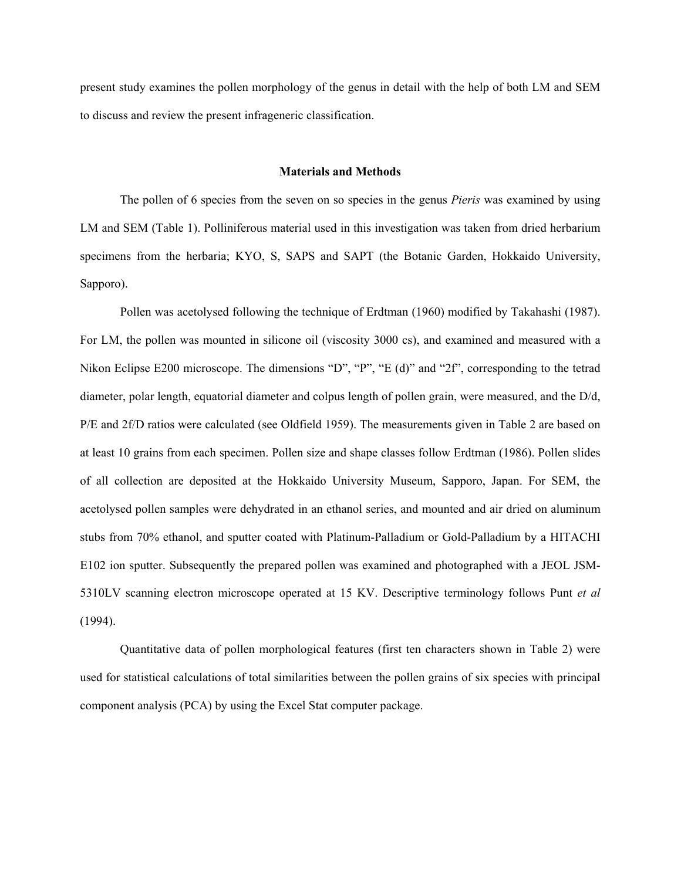present study examines the pollen morphology of the genus in detail with the help of both LM and SEM to discuss and review the present infrageneric classification.

## Materials and Methods

The pollen of 6 species from the seven on so species in the genus *Pieris* was examined by using LM and SEM (Table 1). Polliniferous material used in this investigation was taken from dried herbarium specimens from the herbaria; KYO, S, SAPS and SAPT (the Botanic Garden, Hokkaido University, Sapporo).

Pollen was acetolysed following the technique of Erdtman (1960) modified by Takahashi (1987). For LM, the pollen was mounted in silicone oil (viscosity 3000 cs), and examined and measured with a Nikon Eclipse E200 microscope. The dimensions "D", "P", "E (d)" and "2f", corresponding to the tetrad diameter, polar length, equatorial diameter and colpus length of pollen grain, were measured, and the D/d, P/E and 2f/D ratios were calculated (see Oldfield 1959). The measurements given in Table 2 are based on at least 10 grains from each specimen. Pollen size and shape classes follow Erdtman (1986). Pollen slides of all collection are deposited at the Hokkaido University Museum, Sapporo, Japan. For SEM, the acetolysed pollen samples were dehydrated in an ethanol series, and mounted and air dried on aluminum stubs from 70% ethanol, and sputter coated with Platinum-Palladium or Gold-Palladium by a HITACHI E102 ion sputter. Subsequently the prepared pollen was examined and photographed with a JEOL JSM-5310LV scanning electron microscope operated at 15 KV. Descriptive terminology follows Punt *et al* (1994).

Quantitative data of pollen morphological features (first ten characters shown in Table 2) were used for statistical calculations of total similarities between the pollen grains of six species with principal component analysis (PCA) by using the Excel Stat computer package.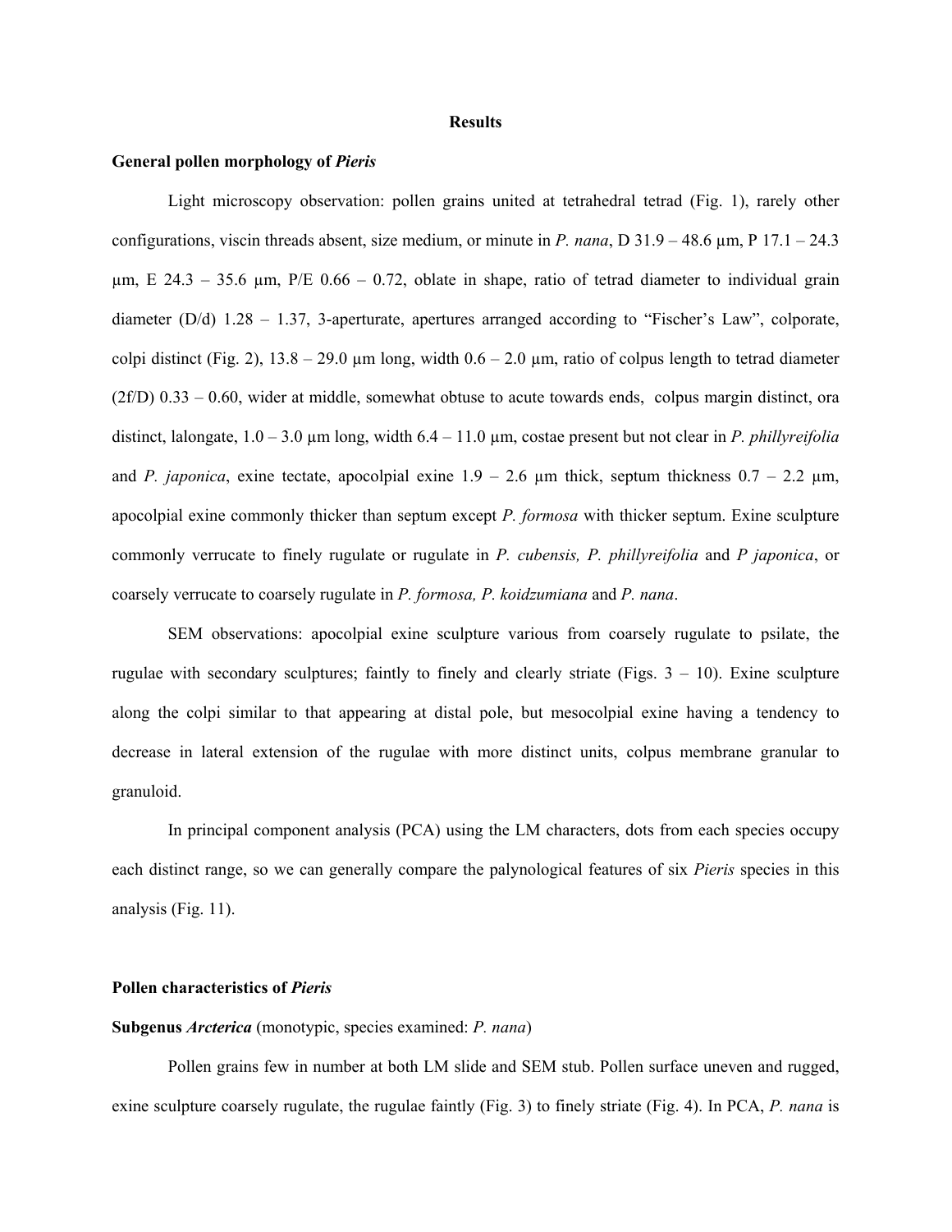## Results

### General pollen morphology of *Pieris*

Light microscopy observation: pollen grains united at tetrahedral tetrad (Fig. 1), rarely other configurations, viscin threads absent, size medium, or minute in *P. nana*, D 31.9 – 48.6 µm, P 17.1 – 24.3 µm, E 24.3 – 35.6 µm, P/E 0.66 – 0.72, oblate in shape, ratio of tetrad diameter to individual grain diameter (D/d) 1.28 – 1.37, 3-aperturate, apertures arranged according to "Fischer's Law", colporate, colpi distinct (Fig. 2), 13.8 – 29.0 µm long, width 0.6 – 2.0 µm, ratio of colpus length to tetrad diameter (2f/D) 0.33 – 0.60, wider at middle, somewhat obtuse to acute towards ends, colpus margin distinct, ora distinct, lalongate, 1.0 – 3.0 µm long, width 6.4 – 11.0 µm, costae present but not clear in *P. phillyreifolia* and *P. japonica*, exine tectate, apocolpial exine 1.9 – 2.6 µm thick, septum thickness 0.7 – 2.2 µm, apocolpial exine commonly thicker than septum except *P. formosa* with thicker septum. Exine sculpture commonly verrucate to finely rugulate or rugulate in *P. cubensis, P. phillyreifolia* and *P japonica*, or coarsely verrucate to coarsely rugulate in *P. formosa, P. koidzumiana* and *P. nana*.

SEM observations: apocolpial exine sculpture various from coarsely rugulate to psilate, the rugulae with secondary sculptures; faintly to finely and clearly striate (Figs. 3 – 10). Exine sculpture along the colpi similar to that appearing at distal pole, but mesocolpial exine having a tendency to decrease in lateral extension of the rugulae with more distinct units, colpus membrane granular to granuloid.

In principal component analysis (PCA) using the LM characters, dots from each species occupy each distinct range, so we can generally compare the palynological features of six *Pieris* species in this analysis (Fig. 11).

### Pollen characteristics of *Pieris*

**Subgenus *Arcterica*** (monotypic, species examined: *P. nana*)

Pollen grains few in number at both LM slide and SEM stub. Pollen surface uneven and rugged, exine sculpture coarsely rugulate, the rugulae faintly (Fig. 3) to finely striate (Fig. 4). In PCA, *P. nana* is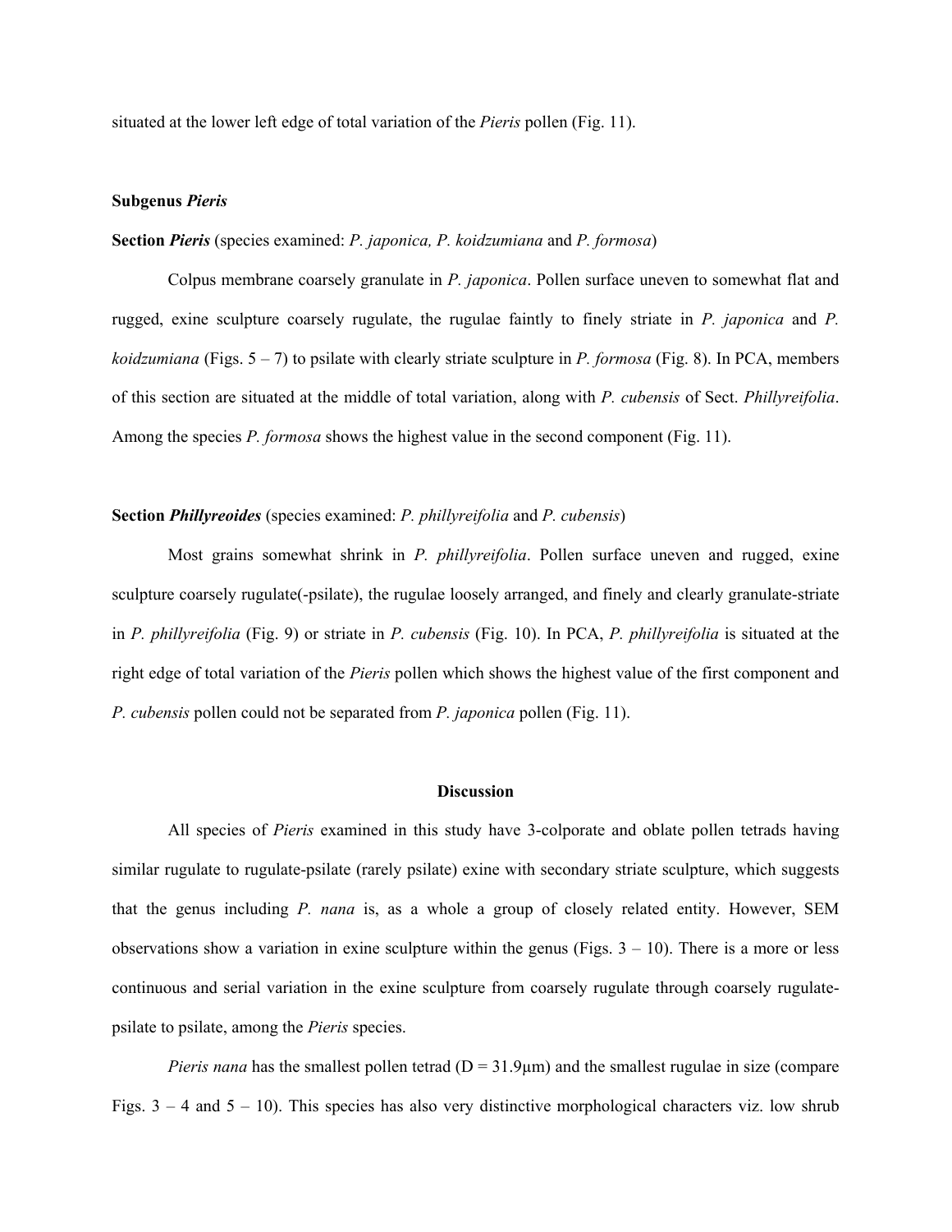situated at the lower left edge of total variation of the *Pieris* pollen (Fig. 11).

**Subgenus *Pieris***

**Section *Pieris*** (species examined: *P. japonica, P. koidzumiana* and *P. formosa*)

Colpus membrane coarsely granulate in *P. japonica*. Pollen surface uneven to somewhat flat and rugged, exine sculpture coarsely rugulate, the rugulae faintly to finely striate in *P. japonica* and *P. koidzumiana* (Figs. 5 – 7) to psilate with clearly striate sculpture in *P. formosa* (Fig. 8). In PCA, members of this section are situated at the middle of total variation, along with *P. cubensis* of Sect. *Phillyreifolia*. Among the species *P. formosa* shows the highest value in the second component (Fig. 11).

**Section *Phillyreoides*** (species examined: *P. phillyreifolia* and *P. cubensis*)

Most grains somewhat shrink in *P. phillyreifolia*. Pollen surface uneven and rugged, exine sculpture coarsely rugulate(-psilate), the rugulae loosely arranged, and finely and clearly granulate-striate in *P. phillyreifolia* (Fig. 9) or striate in *P. cubensis* (Fig. 10). In PCA, *P. phillyreifolia* is situated at the right edge of total variation of the *Pieris* pollen which shows the highest value of the first component and *P. cubensis* pollen could not be separated from *P. japonica* pollen (Fig. 11).

## Discussion

All species of *Pieris* examined in this study have 3-colporate and oblate pollen tetrads having similar rugulate to rugulate-psilate (rarely psilate) exine with secondary striate sculpture, which suggests that the genus including *P. nana* is, as a whole a group of closely related entity. However, SEM observations show a variation in exine sculpture within the genus (Figs. 3 – 10). There is a more or less continuous and serial variation in the exine sculpture from coarsely rugulate through coarsely rugulate-psilate to psilate, among the *Pieris* species.

*Pieris nana* has the smallest pollen tetrad (D = 31.9μm) and the smallest rugulae in size (compare Figs. 3 – 4 and 5 – 10). This species has also very distinctive morphological characters viz. low shrub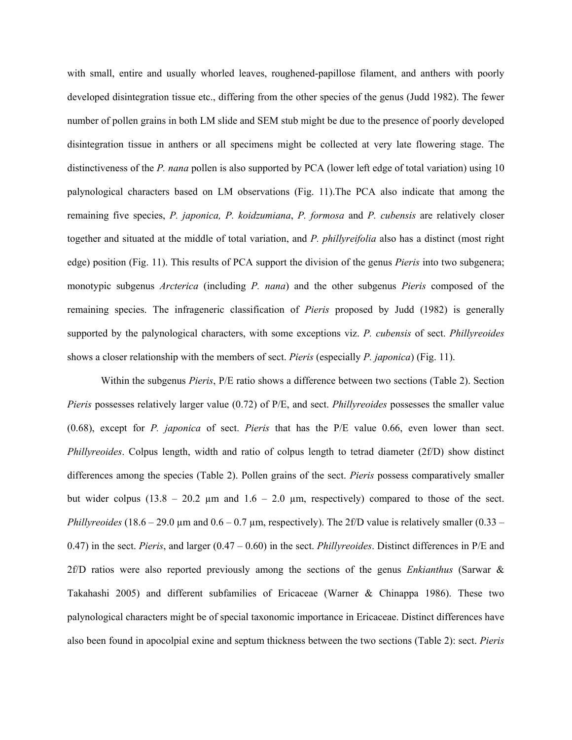with small, entire and usually whorled leaves, roughened-papillose filament, and anthers with poorly developed disintegration tissue etc., differing from the other species of the genus (Judd 1982). The fewer number of pollen grains in both LM slide and SEM stub might be due to the presence of poorly developed disintegration tissue in anthers or all specimens might be collected at very late flowering stage. The distinctiveness of the *P. nana* pollen is also supported by PCA (lower left edge of total variation) using 10 palynological characters based on LM observations (Fig. 11).The PCA also indicate that among the remaining five species, *P. japonica, P. koidzumiana*, *P. formosa* and *P. cubensis* are relatively closer together and situated at the middle of total variation, and *P. phillyreifolia* also has a distinct (most right edge) position (Fig. 11). This results of PCA support the division of the genus *Pieris* into two subgenera; monotypic subgenus *Arcterica* (including *P. nana*) and the other subgenus *Pieris* composed of the remaining species. The infrageneric classification of *Pieris* proposed by Judd (1982) is generally supported by the palynological characters, with some exceptions viz. *P. cubensis* of sect. *Phillyreoides* shows a closer relationship with the members of sect. *Pieris* (especially *P. japonica*) (Fig. 11).

Within the subgenus *Pieris*, P/E ratio shows a difference between two sections (Table 2). Section *Pieris* possesses relatively larger value (0.72) of P/E, and sect. *Phillyreoides* possesses the smaller value (0.68), except for *P. japonica* of sect. *Pieris* that has the P/E value 0.66, even lower than sect. *Phillyreoides*. Colpus length, width and ratio of colpus length to tetrad diameter (2f/D) show distinct differences among the species (Table 2). Pollen grains of the sect. *Pieris* possess comparatively smaller but wider colpus (13.8 – 20.2 µm and 1.6 – 2.0 µm, respectively) compared to those of the sect. *Phillyreoides* (18.6 – 29.0 µm and 0.6 – 0.7 µm, respectively). The 2f/D value is relatively smaller (0.33 – 0.47) in the sect. *Pieris*, and larger (0.47 – 0.60) in the sect. *Phillyreoides*. Distinct differences in P/E and 2f/D ratios were also reported previously among the sections of the genus *Enkianthus* (Sarwar & Takahashi 2005) and different subfamilies of Ericaceae (Warner & Chinappa 1986). These two palynological characters might be of special taxonomic importance in Ericaceae. Distinct differences have also been found in apocolpial exine and septum thickness between the two sections (Table 2): sect. *Pieris*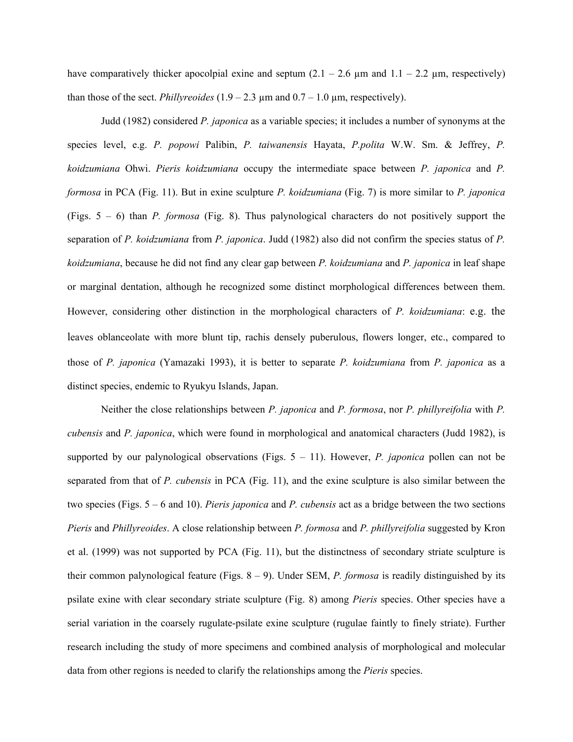have comparatively thicker apocolpial exine and septum (2.1 – 2.6 μm and 1.1 – 2.2 μm, respectively) than those of the sect. *Phillyreoides* (1.9 – 2.3 μm and 0.7 – 1.0 μm, respectively).

Judd (1982) considered *P. japonica* as a variable species; it includes a number of synonyms at the species level, e.g. *P. popowi* Palibin, *P. taiwanensis* Hayata, *P.polita* W.W. Sm. & Jeffrey, *P. koidzumiana* Ohwi. *Pieris koidzumiana* occupy the intermediate space between *P. japonica* and *P. formosa* in PCA (Fig. 11). But in exine sculpture *P. koidzumiana* (Fig. 7) is more similar to *P. japonica* (Figs. 5 – 6) than *P. formosa* (Fig. 8). Thus palynological characters do not positively support the separation of *P. koidzumiana* from *P. japonica*. Judd (1982) also did not confirm the species status of *P. koidzumiana*, because he did not find any clear gap between *P. koidzumiana* and *P. japonica* in leaf shape or marginal dentation, although he recognized some distinct morphological differences between them. However, considering other distinction in the morphological characters of *P. koidzumiana*: e.g. the leaves oblanceolate with more blunt tip, rachis densely puberulous, flowers longer, etc., compared to those of *P. japonica* (Yamazaki 1993), it is better to separate *P. koidzumiana* from *P. japonica* as a distinct species, endemic to Ryukyu Islands, Japan.

Neither the close relationships between *P. japonica* and *P. formosa*, nor *P. phillyreifolia* with *P. cubensis* and *P. japonica*, which were found in morphological and anatomical characters (Judd 1982), is supported by our palynological observations (Figs. 5 – 11). However, *P. japonica* pollen can not be separated from that of *P. cubensis* in PCA (Fig. 11), and the exine sculpture is also similar between the two species (Figs. 5 – 6 and 10). *Pieris japonica* and *P. cubensis* act as a bridge between the two sections *Pieris* and *Phillyreoides*. A close relationship between *P. formosa* and *P. phillyreifolia* suggested by Kron et al. (1999) was not supported by PCA (Fig. 11), but the distinctness of secondary striate sculpture is their common palynological feature (Figs. 8 – 9). Under SEM, *P. formosa* is readily distinguished by its psilate exine with clear secondary striate sculpture (Fig. 8) among *Pieris* species. Other species have a serial variation in the coarsely rugulate-psilate exine sculpture (rugulae faintly to finely striate). Further research including the study of more specimens and combined analysis of morphological and molecular data from other regions is needed to clarify the relationships among the *Pieris* species.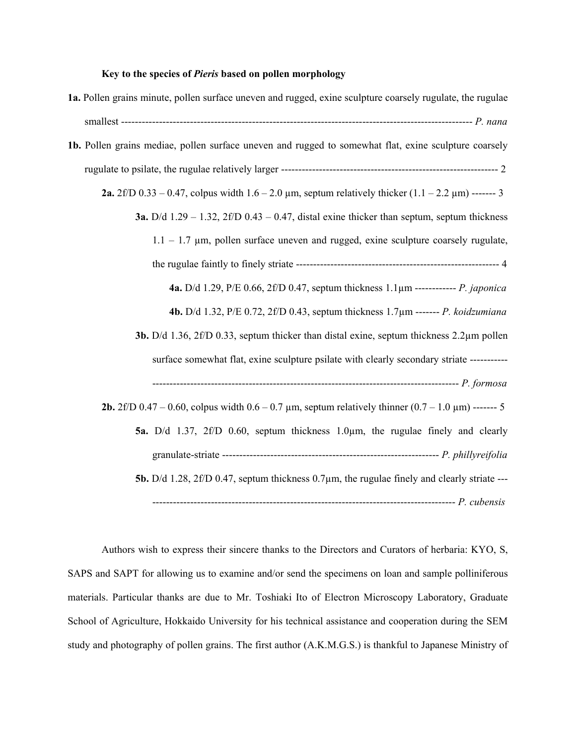**Key to the species of *Pieris* based on pollen morphology**

**1a.** Pollen grains minute, pollen surface uneven and rugged, exine sculpture coarsely rugulate, the rugulae smallest ---------------------------------------------------------------------------------------------------- *P. nana*

**1b.** Pollen grains mediae, pollen surface uneven and rugged to somewhat flat, exine sculpture coarsely rugulate to psilate, the rugulae relatively larger --------------------------------------------------------------- 2

**2a.** 2f/D 0.33 – 0.47, colpus width 1.6 – 2.0 µm, septum relatively thicker (1.1 – 2.2 µm) ------- 3

**3a.** D/d 1.29 – 1.32, 2f/D 0.43 – 0.47, distal exine thicker than septum, septum thickness 1.1 – 1.7 µm, pollen surface uneven and rugged, exine sculpture coarsely rugulate, the rugulae faintly to finely striate ----------------------------------------------------------- 4

**4a.** D/d 1.29, P/E 0.66, 2f/D 0.47, septum thickness 1.1µm ------------ *P. japonica*

**4b.** D/d 1.32, P/E 0.72, 2f/D 0.43, septum thickness 1.7µm ------- *P. koidzumiana*

**3b.** D/d 1.36, 2f/D 0.33, septum thicker than distal exine, septum thickness 2.2µm pollen surface somewhat flat, exine sculpture psilate with clearly secondary striate ----------------------------------------------------------------------------------------------- *P. formosa*

**2b.** 2f/D 0.47 – 0.60, colpus width 0.6 – 0.7 µm, septum relatively thinner (0.7 – 1.0 µm) ------- 5

**5a.** D/d 1.37, 2f/D 0.60, septum thickness 1.0µm, the rugulae finely and clearly granulate-striate --------------------------------------------------------------- *P. phillyreifolia*

**5b.** D/d 1.28, 2f/D 0.47, septum thickness 0.7µm, the rugulae finely and clearly striate ------------------------------------------------------------------------------------------ *P. cubensis*

Authors wish to express their sincere thanks to the Directors and Curators of herbaria: KYO, S, SAPS and SAPT for allowing us to examine and/or send the specimens on loan and sample polliniferous materials. Particular thanks are due to Mr. Toshiaki Ito of Electron Microscopy Laboratory, Graduate School of Agriculture, Hokkaido University for his technical assistance and cooperation during the SEM study and photography of pollen grains. The first author (A.K.M.G.S.) is thankful to Japanese Ministry of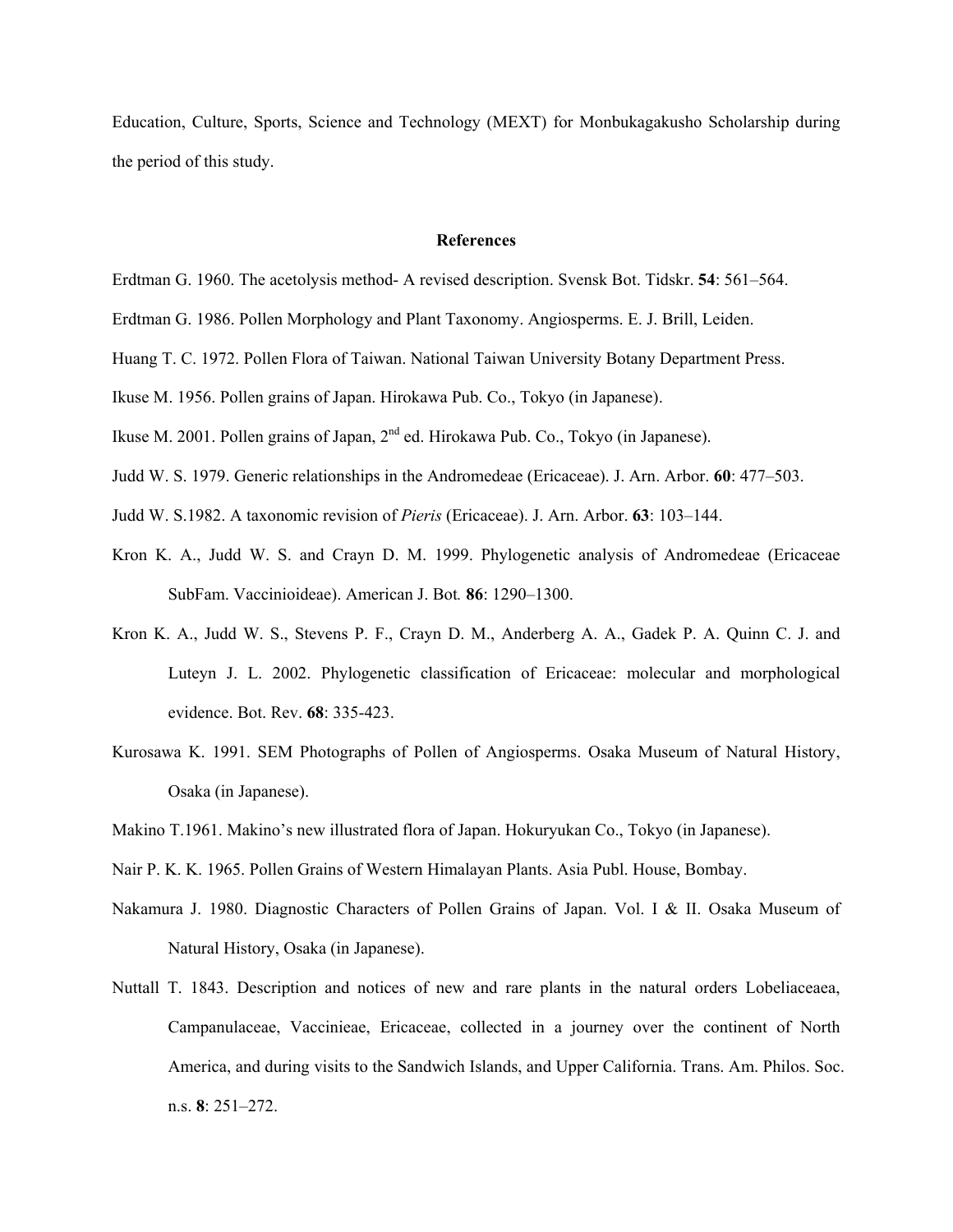Education, Culture, Sports, Science and Technology (MEXT) for Monbukagakusho Scholarship during the period of this study.

## References

Erdtman G. 1960. The acetolysis method- A revised description. Svensk Bot. Tidskr. **54**: 561–564.

Erdtman G. 1986. Pollen Morphology and Plant Taxonomy. Angiosperms. E. J. Brill, Leiden.

Huang T. C. 1972. Pollen Flora of Taiwan. National Taiwan University Botany Department Press.

Ikuse M. 1956. Pollen grains of Japan. Hirokawa Pub. Co., Tokyo (in Japanese).

Ikuse M. 2001. Pollen grains of Japan, 2nd ed. Hirokawa Pub. Co., Tokyo (in Japanese).

Judd W. S. 1979. Generic relationships in the Andromedeae (Ericaceae). J. Arn. Arbor. **60**: 477–503.

Judd W. S.1982. A taxonomic revision of *Pieris* (Ericaceae). J. Arn. Arbor. **63**: 103–144.

Kron K. A., Judd W. S. and Crayn D. M. 1999. Phylogenetic analysis of Andromedeae (Ericaceae SubFam. Vaccinioideae). American J. Bot*.* **86**: 1290–1300.

Kron K. A., Judd W. S., Stevens P. F., Crayn D. M., Anderberg A. A., Gadek P. A. Quinn C. J. and Luteyn J. L. 2002. Phylogenetic classification of Ericaceae: molecular and morphological evidence. Bot. Rev. **68**: 335-423.

Kurosawa K. 1991. SEM Photographs of Pollen of Angiosperms. Osaka Museum of Natural History, Osaka (in Japanese).

Makino T.1961. Makino's new illustrated flora of Japan. Hokuryukan Co., Tokyo (in Japanese).

Nair P. K. K. 1965. Pollen Grains of Western Himalayan Plants. Asia Publ. House, Bombay.

Nakamura J. 1980. Diagnostic Characters of Pollen Grains of Japan. Vol. I & II. Osaka Museum of Natural History, Osaka (in Japanese).

Nuttall T. 1843. Description and notices of new and rare plants in the natural orders Lobeliaceaea, Campanulaceae, Vaccinieae, Ericaceae, collected in a journey over the continent of North America, and during visits to the Sandwich Islands, and Upper California. Trans. Am. Philos. Soc. n.s. **8**: 251–272.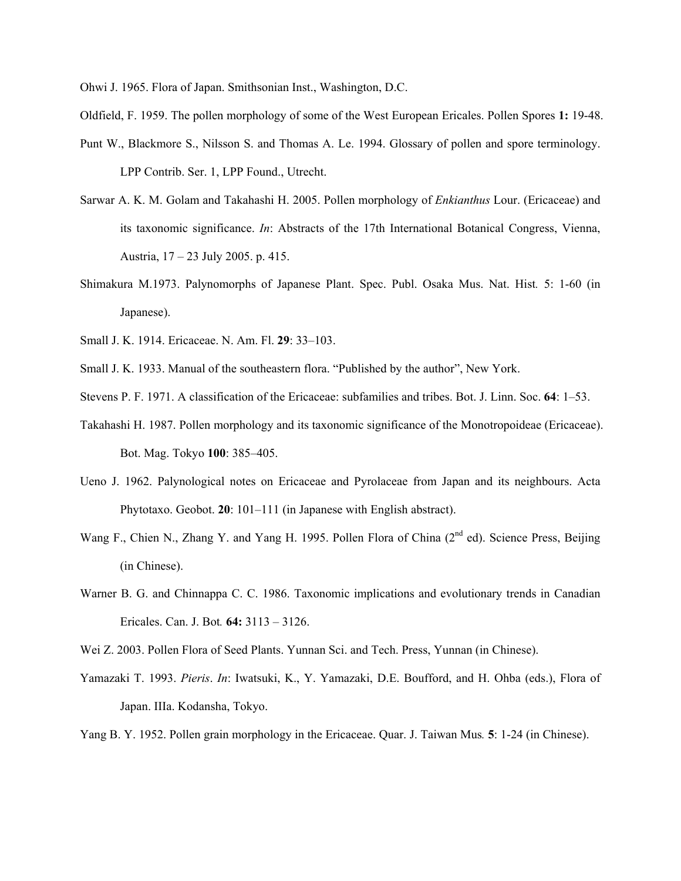Ohwi J. 1965. Flora of Japan. Smithsonian Inst., Washington, D.C.

Oldfield, F. 1959. The pollen morphology of some of the West European Ericales. Pollen Spores **1:** 19-48.

Punt W., Blackmore S., Nilsson S. and Thomas A. Le. 1994. Glossary of pollen and spore terminology. LPP Contrib. Ser. 1, LPP Found., Utrecht.

Sarwar A. K. M. Golam and Takahashi H. 2005. Pollen morphology of *Enkianthus* Lour. (Ericaceae) and its taxonomic significance. *In*: Abstracts of the 17th International Botanical Congress, Vienna, Austria, 17 – 23 July 2005. p. 415.

Shimakura M.1973. Palynomorphs of Japanese Plant. Spec. Publ. Osaka Mus. Nat. Hist*.* 5: 1-60 (in Japanese).

Small J. K. 1914. Ericaceae. N. Am. Fl. **29**: 33–103.

Small J. K. 1933. Manual of the southeastern flora. "Published by the author", New York.

Stevens P. F. 1971. A classification of the Ericaceae: subfamilies and tribes. Bot. J. Linn. Soc. **64**: 1–53.

Takahashi H. 1987. Pollen morphology and its taxonomic significance of the Monotropoideae (Ericaceae). Bot. Mag. Tokyo **100**: 385–405.

Ueno J. 1962. Palynological notes on Ericaceae and Pyrolaceae from Japan and its neighbours. Acta Phytotaxo. Geobot. **20**: 101–111 (in Japanese with English abstract).

Wang F., Chien N., Zhang Y. and Yang H. 1995. Pollen Flora of China (2nd ed). Science Press, Beijing (in Chinese).

Warner B. G. and Chinnappa C. C. 1986. Taxonomic implications and evolutionary trends in Canadian Ericales. Can. J. Bot*.* **64:** 3113 – 3126.

Wei Z. 2003. Pollen Flora of Seed Plants. Yunnan Sci. and Tech. Press, Yunnan (in Chinese).

Yamazaki T. 1993. *Pieris*. *In*: Iwatsuki, K., Y. Yamazaki, D.E. Boufford, and H. Ohba (eds.), Flora of Japan. IIIa. Kodansha, Tokyo.

Yang B. Y. 1952. Pollen grain morphology in the Ericaceae. Quar. J. Taiwan Mus*.* **5**: 1-24 (in Chinese).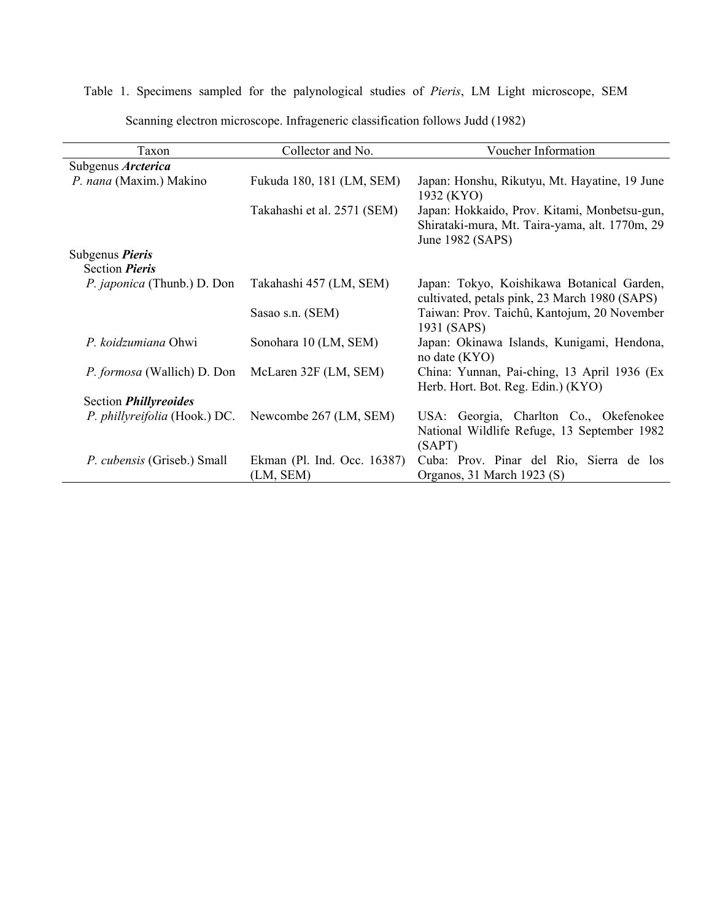Table 1. Specimens sampled for the palynological studies of *Pieris*, LM Light microscope, SEM Scanning electron microscope. Infrageneric classification follows Judd (1982)

| Taxon | Collector and No. | Voucher Information |
|---|---|---|
| Subgenus ***Arcterica*** | | |
| *P. nana* (Maxim.) Makino | Fukuda 180, 181 (LM, SEM) | Japan: Honshu, Rikutyu, Mt. Hayatine, 19 June 1932 (KYO) |
| | Takahashi et al. 2571 (SEM) | Japan: Hokkaido, Prov. Kitami, Monbetsu-gun, Shirataki-mura, Mt. Taira-yama, alt. 1770m, 29 June 1982 (SAPS) |
| Subgenus ***Pieris*** | | |
| Section ***Pieris*** | | |
| *P. japonica* (Thunb.) D. Don | Takahashi 457 (LM, SEM) | Japan: Tokyo, Koishikawa Botanical Garden, cultivated, petals pink, 23 March 1980 (SAPS) |
| | Sasao s.n. (SEM) | Taiwan: Prov. Taichû, Kantojum, 20 November 1931 (SAPS) |
| *P. koidzumiana* Ohwi | Sonohara 10 (LM, SEM) | Japan: Okinawa Islands, Kunigami, Hendona, no date (KYO) |
| *P. formosa* (Wallich) D. Don | McLaren 32F (LM, SEM) | China: Yunnan, Pai-ching, 13 April 1936 (Ex Herb. Hort. Bot. Reg. Edin.) (KYO) |
| Section ***Phillyreoides*** | | |
| *P. phillyreifolia* (Hook.) DC. | Newcombe 267 (LM, SEM) | USA: Georgia, Charlton Co., Okefenokee National Wildlife Refuge, 13 September 1982 (SAPT) |
| *P. cubensis* (Griseb.) Small | Ekman (Pl. Ind. Occ. 16387) (LM, SEM) | Cuba: Prov. Pinar del Rio, Sierra de los Organos, 31 March 1923 (S) |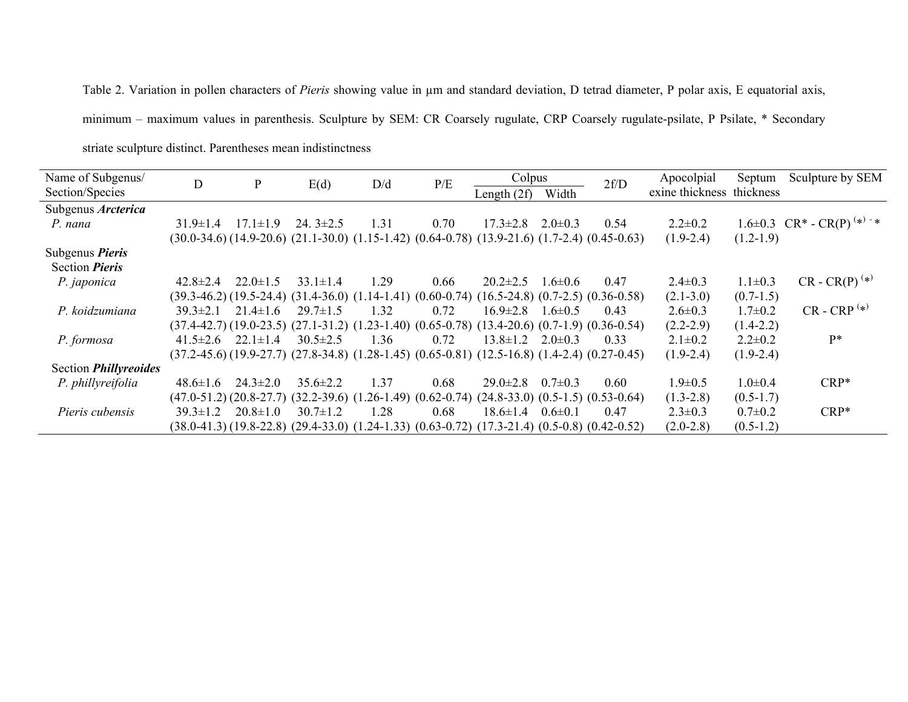Table 2. Variation in pollen characters of *Pieris* showing value in μm and standard deviation, D tetrad diameter, P polar axis, E equatorial axis, minimum – maximum values in parenthesis. Sculpture by SEM: CR Coarsely rugulate, CRP Coarsely rugulate-psilate, P Psilate, * Secondary striate sculpture distinct. Parentheses mean indistinctness

| Name of Subgenus/ Section/Species | D | P | E(d) | D/d | P/E | Colpus | | 2f/D | Apocolpial exine thickness | Septum thickness | Sculpture by SEM |
|---|---|---|---|---|---|---|---|---|---|---|---|
| | | | | | | Length (2f) | Width | | | | |
| Subgenus ***Arcterica*** | | | | | | | | | | | |
| *P. nana* | 31.9±1.4 (30.0-34.6) | 17.1±1.9 (14.9-20.6) | 24. 3±2.5 (21.1-30.0) | 1.31 (1.15-1.42) | 0.70 (0.64-0.78) | 17.3±2.8 (13.9-21.6) | 2.0±0.3 (1.7-2.4) | 0.54 (0.45-0.63) | 2.2±0.2 (1.9-2.4) | 1.6±0.3 (1.2-1.9) | CR* - CR(P) (*) - * |
| Subgenus ***Pieris*** | | | | | | | | | | | |
| Section ***Pieris*** | | | | | | | | | | | |
| *P. japonica* | 42.8±2.4 (39.3-46.2) | 22.0±1.5 (19.5-24.4) | 33.1±1.4 (31.4-36.0) | 1.29 (1.14-1.41) | 0.66 (0.60-0.74) | 20.2±2.5 (16.5-24.8) | 1.6±0.6 (0.7-2.5) | 0.47 (0.36-0.58) | 2.4±0.3 (2.1-3.0) | 1.1±0.3 (0.7-1.5) | CR - CR(P) (*) |
| *P. koidzumiana* | 39.3±2.1 (37.4-42.7) | 21.4±1.6 (19.0-23.5) | 29.7±1.5 (27.1-31.2) | 1.32 (1.23-1.40) | 0.72 (0.65-0.78) | 16.9±2.8 (13.4-20.6) | 1.6±0.5 (0.7-1.9) | 0.43 (0.36-0.54) | 2.6±0.3 (2.2-2.9) | 1.7±0.2 (1.4-2.2) | CR - CRP (*) |
| *P. formosa* | 41.5±2.6 (37.2-45.6) | 22.1±1.4 (19.9-27.7) | 30.5±2.5 (27.8-34.8) | 1.36 (1.28-1.45) | 0.72 (0.65-0.81) | 13.8±1.2 (12.5-16.8) | 2.0±0.3 (1.4-2.4) | 0.33 (0.27-0.45) | 2.1±0.2 (1.9-2.4) | 2.2±0.2 (1.9-2.4) | P* |
| Section ***Phillyreoides*** | | | | | | | | | | | |
| *P. phillyreifolia* | 48.6±1.6 (47.0-51.2) | 24.3±2.0 (20.8-27.7) | 35.6±2.2 (32.2-39.6) | 1.37 (1.26-1.49) | 0.68 (0.62-0.74) | 29.0±2.8 (24.8-33.0) | 0.7±0.3 (0.5-1.5) | 0.60 (0.53-0.64) | 1.9±0.5 (1.3-2.8) | 1.0±0.4 (0.5-1.7) | CRP* |
| *Pieris cubensis* | 39.3±1.2 (38.0-41.3) | 20.8±1.0 (19.8-22.8) | 30.7±1.2 (29.4-33.0) | 1.28 (1.24-1.33) | 0.68 (0.63-0.72) | 18.6±1.4 (17.3-21.4) | 0.6±0.1 (0.5-0.8) | 0.47 (0.42-0.52) | 2.3±0.3 (2.0-2.8) | 0.7±0.2 (0.5-1.2) | CRP* |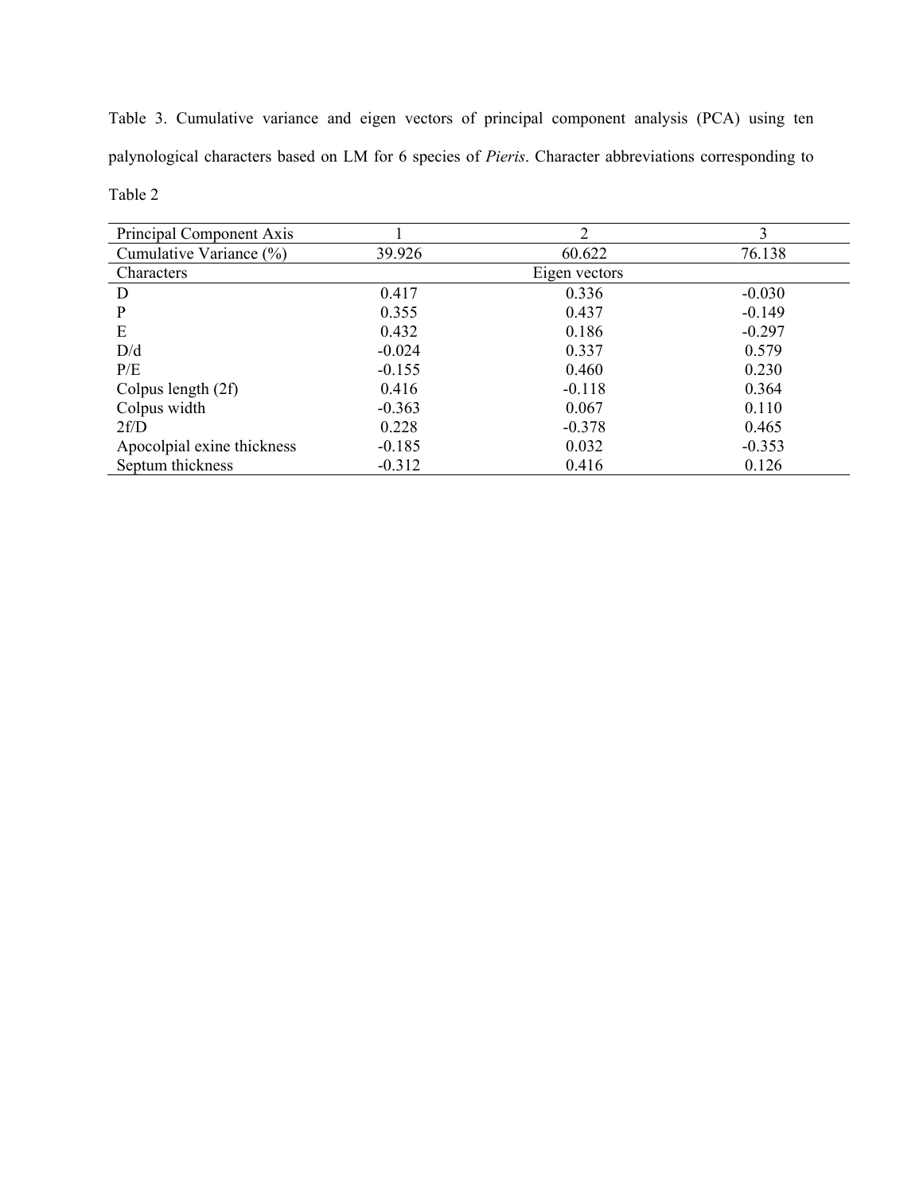Table 3. Cumulative variance and eigen vectors of principal component analysis (PCA) using ten palynological characters based on LM for 6 species of *Pieris*. Character abbreviations corresponding to Table 2

| Principal Component Axis | 1 | 2 | 3 |
|---|---|---|---|
| Cumulative Variance (%) | 39.926 | 60.622 | 76.138 |
| Characters | | Eigen vectors | |
| D | 0.417 | 0.336 | -0.030 |
| P | 0.355 | 0.437 | -0.149 |
| E | 0.432 | 0.186 | -0.297 |
| D/d | -0.024 | 0.337 | 0.579 |
| P/E | -0.155 | 0.460 | 0.230 |
| Colpus length (2f) | 0.416 | -0.118 | 0.364 |
| Colpus width | -0.363 | 0.067 | 0.110 |
| 2f/D | 0.228 | -0.378 | 0.465 |
| Apocolpial exine thickness | -0.185 | 0.032 | -0.353 |
| Septum thickness | -0.312 | 0.416 | 0.126 |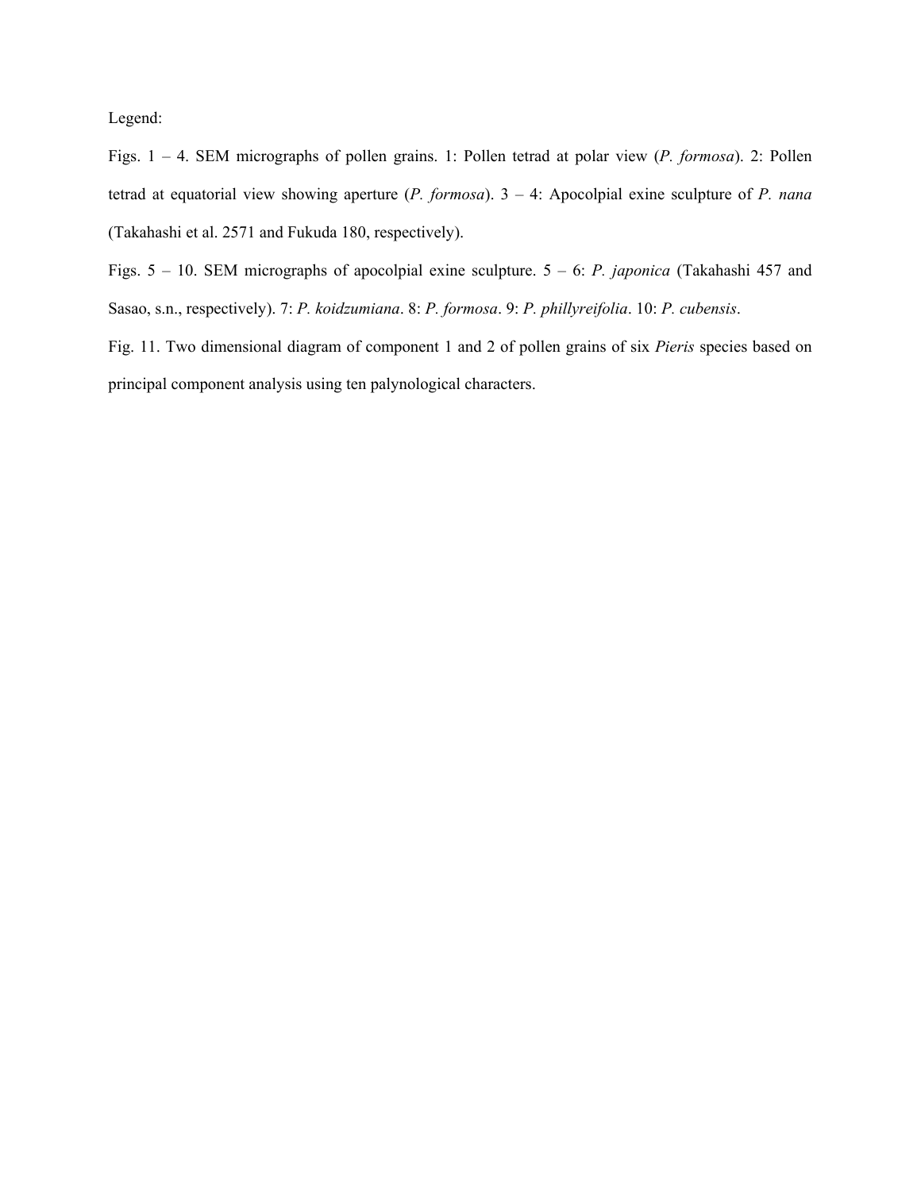Legend:

Figs. 1 – 4. SEM micrographs of pollen grains. 1: Pollen tetrad at polar view (*P. formosa*). 2: Pollen tetrad at equatorial view showing aperture (*P. formosa*). 3 – 4: Apocolpial exine sculpture of *P. nana* (Takahashi et al. 2571 and Fukuda 180, respectively).

Figs. 5 – 10. SEM micrographs of apocolpial exine sculpture. 5 – 6: *P. japonica* (Takahashi 457 and Sasao, s.n., respectively). 7: *P. koidzumiana*. 8: *P. formosa*. 9: *P. phillyreifolia*. 10: *P. cubensis*.

Fig. 11. Two dimensional diagram of component 1 and 2 of pollen grains of six *Pieris* species based on principal component analysis using ten palynological characters.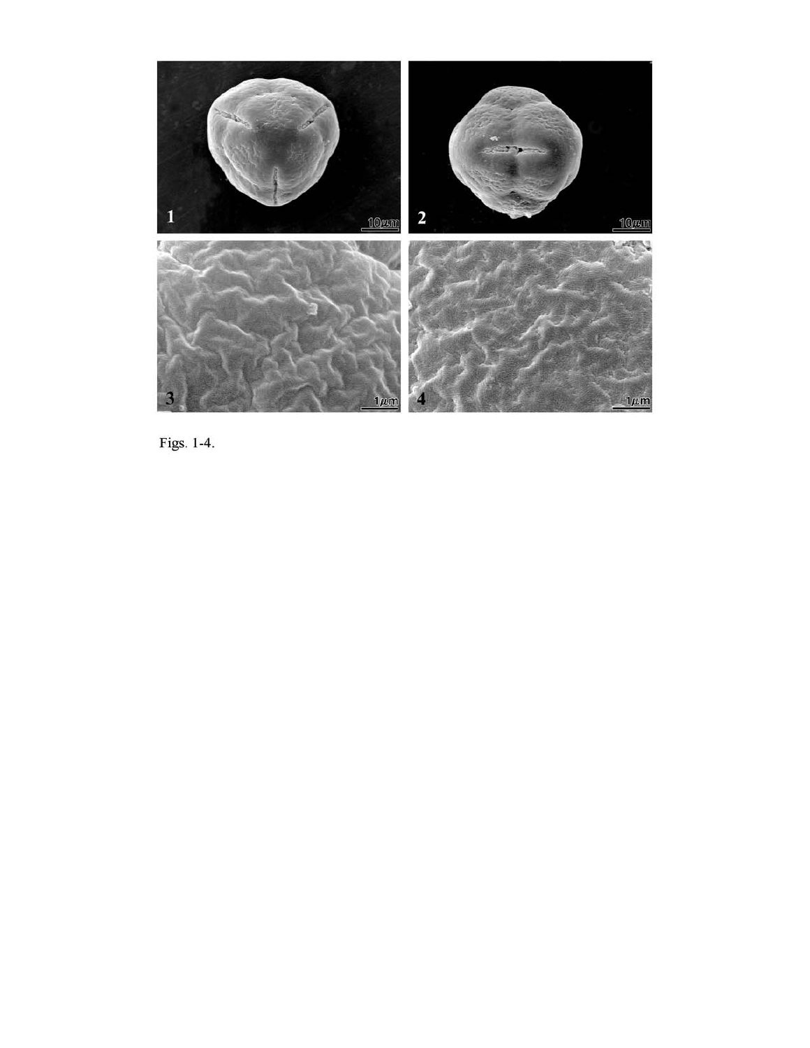Figs. 1-4.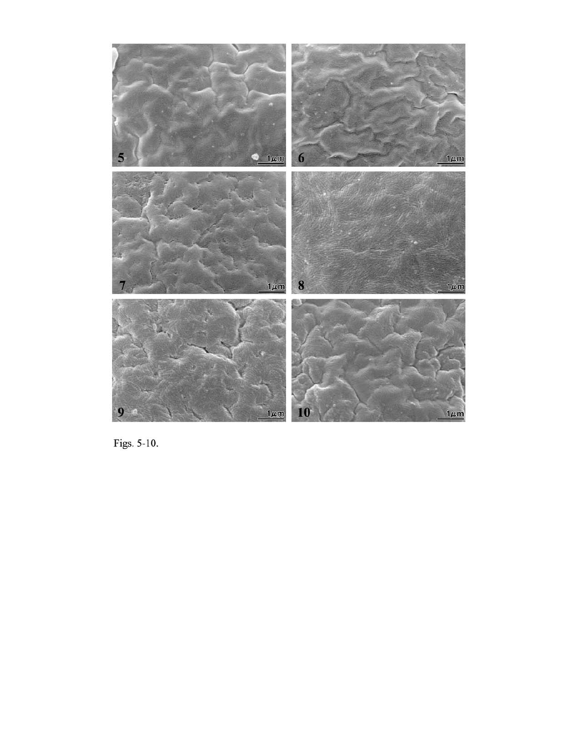Figs. 5-10.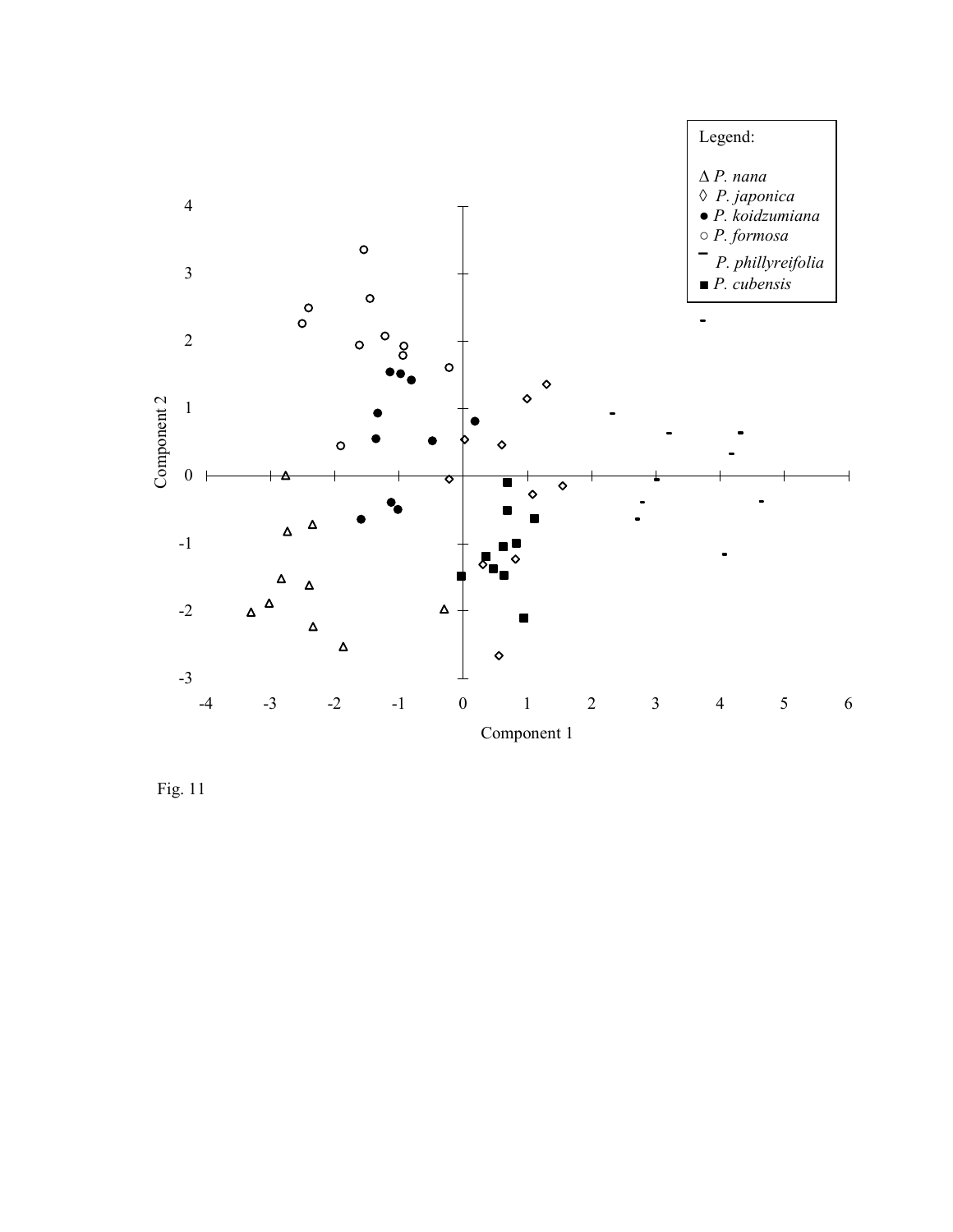Legend:

∆ *P. nana*
◊ *P. japonica*
● *P. koidzumiana*
○ *P. formosa*
– *P. phillyreifolia*
■ *P. cubensis*

Component 2

4
3
2
1
0
-1
-2
-3

-4 -3 -2 -1 0 1 2 3 4 5 6

Component 1

Fig. 11